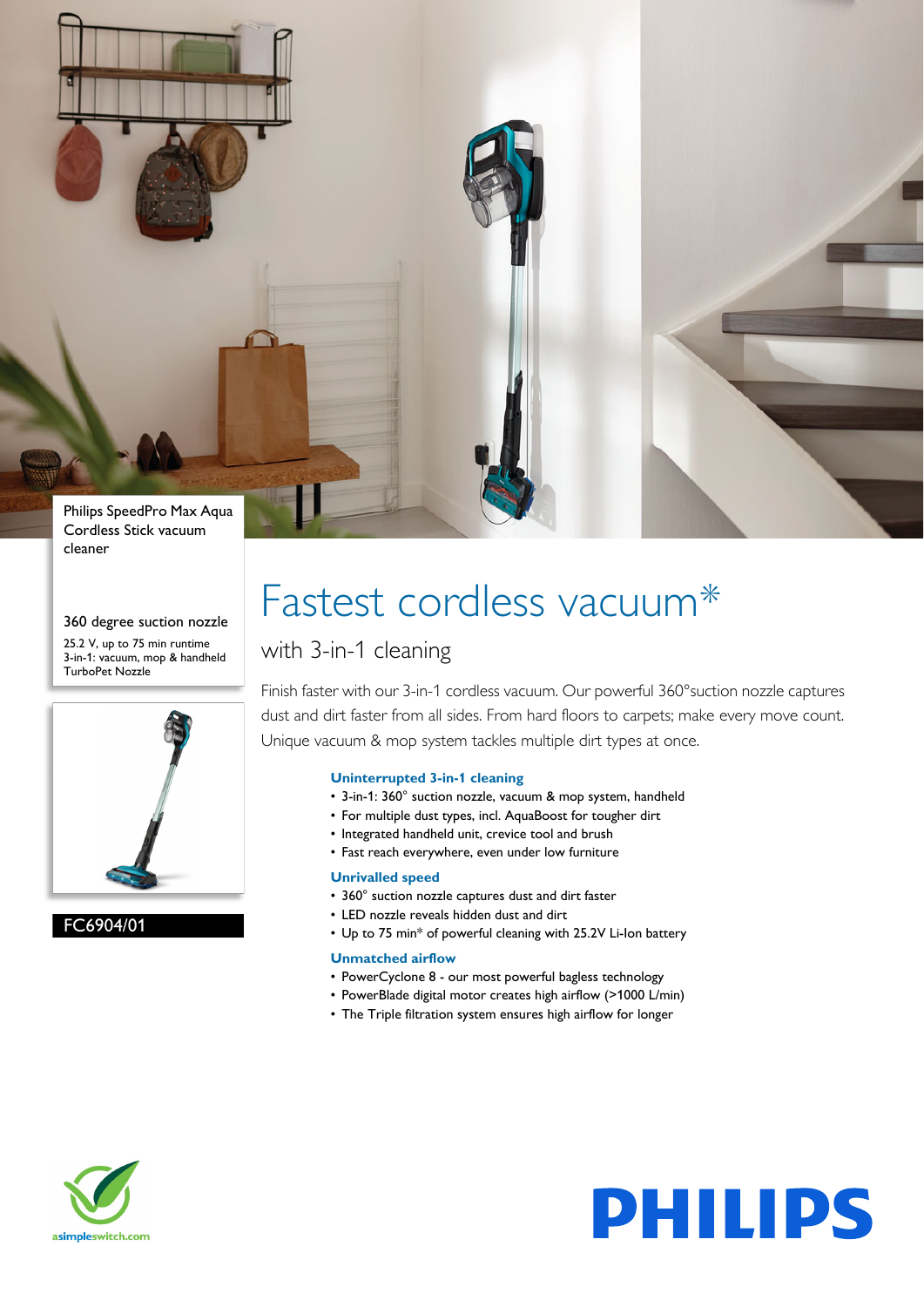Philips SpeedPro Max Aqua Cordless Stick vacuum cleaner

360 degree suction nozzle

25.2 V, up to 75 min runtime
3-in-1: vacuum, mop & handheld
TurboPet Nozzle

FC6904/01

# Fastest cordless vacuum*

## with 3-in-1 cleaning

Finish faster with our 3-in-1 cordless vacuum. Our powerful 360°suction nozzle captures dust and dirt faster from all sides. From hard floors to carpets; make every move count. Unique vacuum & mop system tackles multiple dirt types at once.

### Uninterrupted 3-in-1 cleaning

- 3-in-1: 360° suction nozzle, vacuum & mop system, handheld
- For multiple dust types, incl. AquaBoost for tougher dirt
- Integrated handheld unit, crevice tool and brush
- Fast reach everywhere, even under low furniture

### Unrivalled speed

- 360° suction nozzle captures dust and dirt faster
- LED nozzle reveals hidden dust and dirt
- Up to 75 min* of powerful cleaning with 25.2V Li-Ion battery

### Unmatched airflow

- PowerCyclone 8 - our most powerful bagless technology
- PowerBlade digital motor creates high airflow (>1000 L/min)
- The Triple filtration system ensures high airflow for longer

asimpleswitch.com

PHILIPS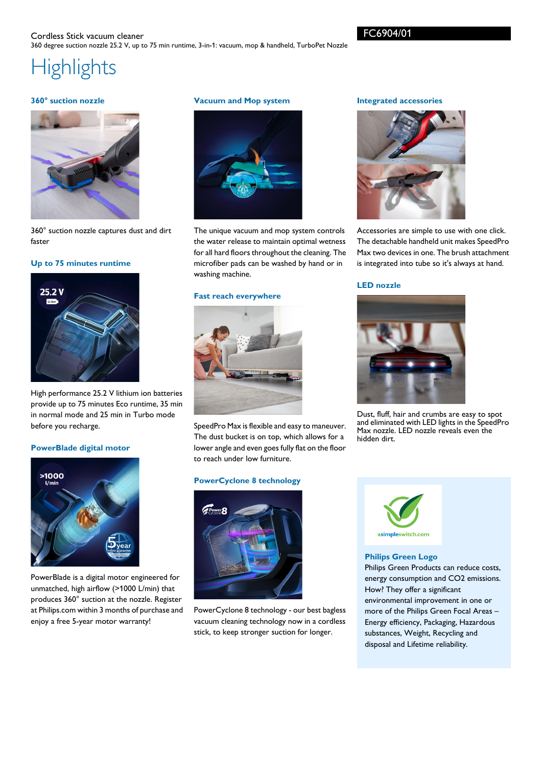Cordless Stick vacuum cleaner
360 degree suction nozzle 25.2 V, up to 75 min runtime, 3-in-1: vacuum, mop & handheld, TurboPet Nozzle

FC6904/01

# Highlights

### 360° suction nozzle

360° suction nozzle captures dust and dirt faster

### Up to 75 minutes runtime

High performance 25.2 V lithium ion batteries provide up to 75 minutes Eco runtime, 35 min in normal mode and 25 min in Turbo mode before you recharge.

### PowerBlade digital motor

PowerBlade is a digital motor engineered for unmatched, high airflow (>1000 L/min) that produces 360° suction at the nozzle. Register at Philips.com within 3 months of purchase and enjoy a free 5-year motor warranty!

### Vacuum and Mop system

The unique vacuum and mop system controls the water release to maintain optimal wetness for all hard floors throughout the cleaning. The microfiber pads can be washed by hand or in washing machine.

### Fast reach everywhere

SpeedPro Max is flexible and easy to maneuver. The dust bucket is on top, which allows for a lower angle and even goes fully flat on the floor to reach under low furniture.

### PowerCyclone 8 technology

PowerCyclone 8 technology - our best bagless vacuum cleaning technology now in a cordless stick, to keep stronger suction for longer.

### Integrated accessories

Accessories are simple to use with one click. The detachable handheld unit makes SpeedPro Max two devices in one. The brush attachment is integrated into tube so it's always at hand.

### LED nozzle

Dust, fluff, hair and crumbs are easy to spot and eliminated with LED lights in the SpeedPro Max nozzle. LED nozzle reveals even the hidden dirt.

asimpleswitch.com

### Philips Green Logo

Philips Green Products can reduce costs, energy consumption and CO2 emissions. How? They offer a significant environmental improvement in one or more of the Philips Green Focal Areas – Energy efficiency, Packaging, Hazardous substances, Weight, Recycling and disposal and Lifetime reliability.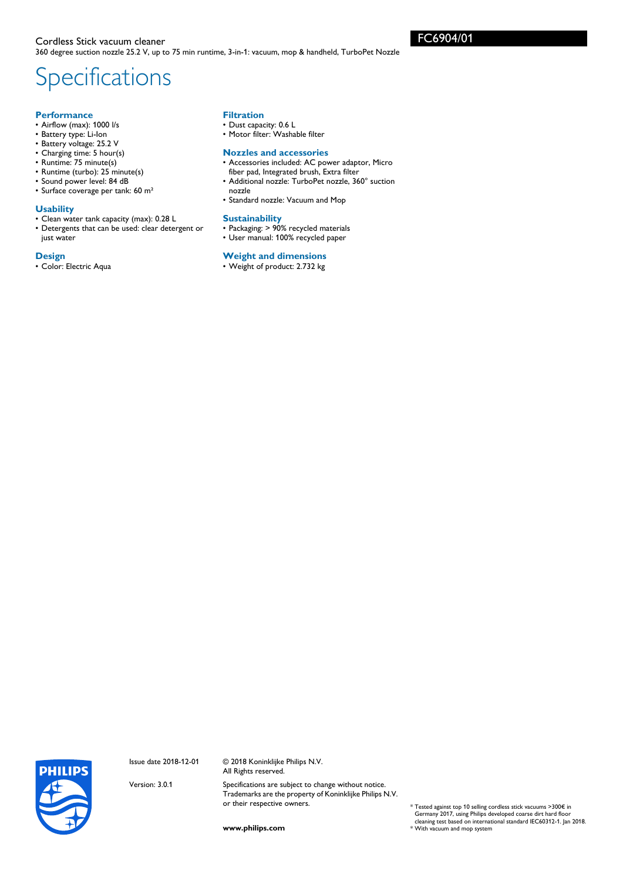Cordless Stick vacuum cleaner

360 degree suction nozzle 25.2 V, up to 75 min runtime, 3-in-1: vacuum, mop & handheld, TurboPet Nozzle

FC6904/01

# Specifications

### Performance

- Airflow (max): 1000 l/s
- Battery type: Li-Ion
- Battery voltage: 25.2 V
- Charging time: 5 hour(s)
- Runtime: 75 minute(s)
- Runtime (turbo): 25 minute(s)
- Sound power level: 84 dB
- Surface coverage per tank: 60 m²

### Usability

- Clean water tank capacity (max): 0.28 L
- Detergents that can be used: clear detergent or just water

### Design

- Color: Electric Aqua

### Filtration

- Dust capacity: 0.6 L
- Motor filter: Washable filter

### Nozzles and accessories

- Accessories included: AC power adaptor, Micro fiber pad, Integrated brush, Extra filter
- Additional nozzle: TurboPet nozzle, 360° suction nozzle
- Standard nozzle: Vacuum and Mop

### Sustainability

- Packaging: > 90% recycled materials
- User manual: 100% recycled paper

### Weight and dimensions

- Weight of product: 2.732 kg

Issue date 2018-12-01

Version: 3.0.1

© 2018 Koninklijke Philips N.V.
All Rights reserved.

Specifications are subject to change without notice. Trademarks are the property of Koninklijke Philips N.V. or their respective owners.

**www.philips.com**

\* Tested against top 10 selling cordless stick vacuums >300€ in Germany 2017, using Philips developed coarse dirt hard floor cleaning test based on international standard IEC60312-1. Jan 2018.

\* With vacuum and mop system